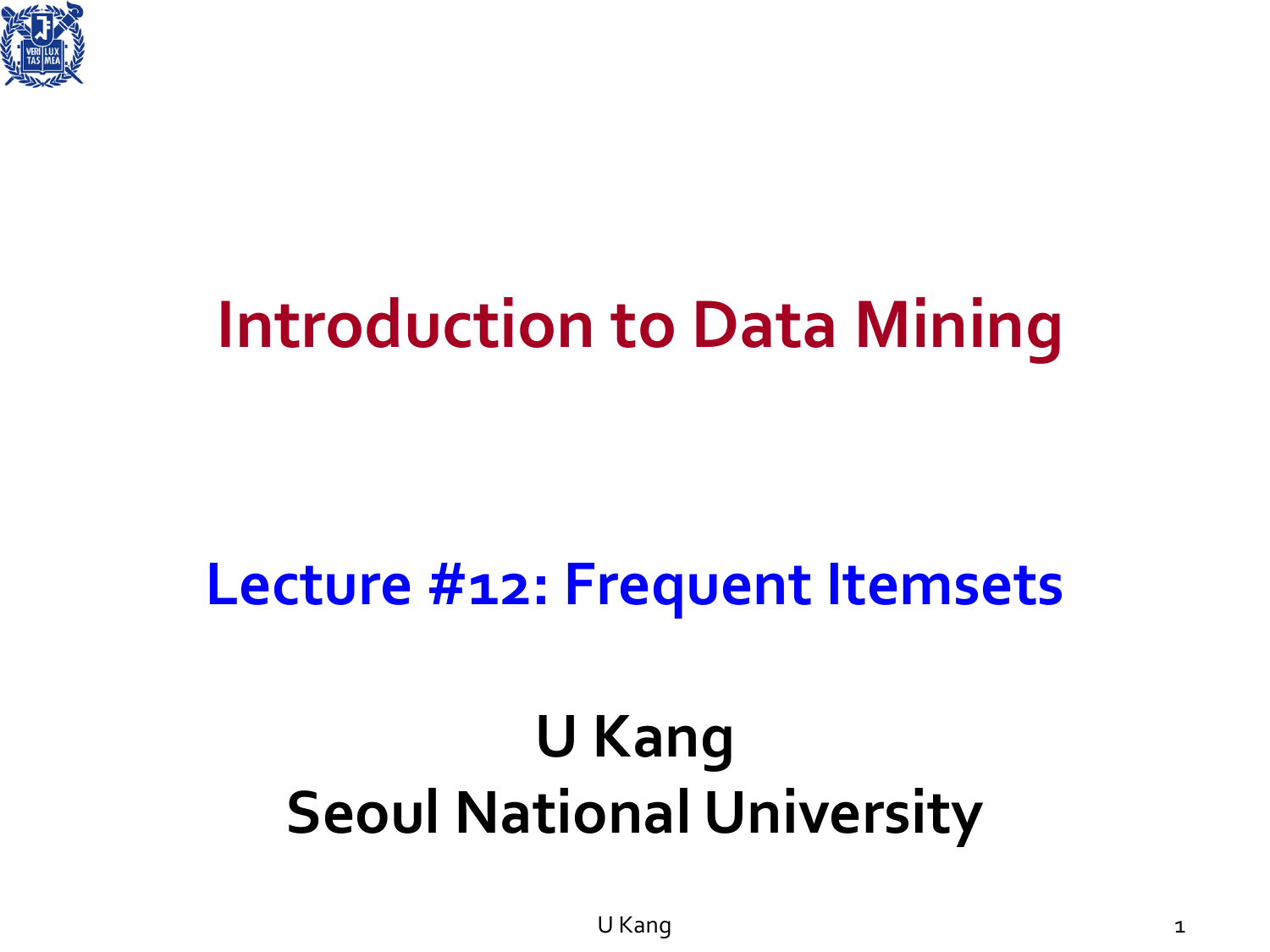# Introduction to Data Mining

## Lecture #12: Frequent Itemsets

**U Kang**
**Seoul National University**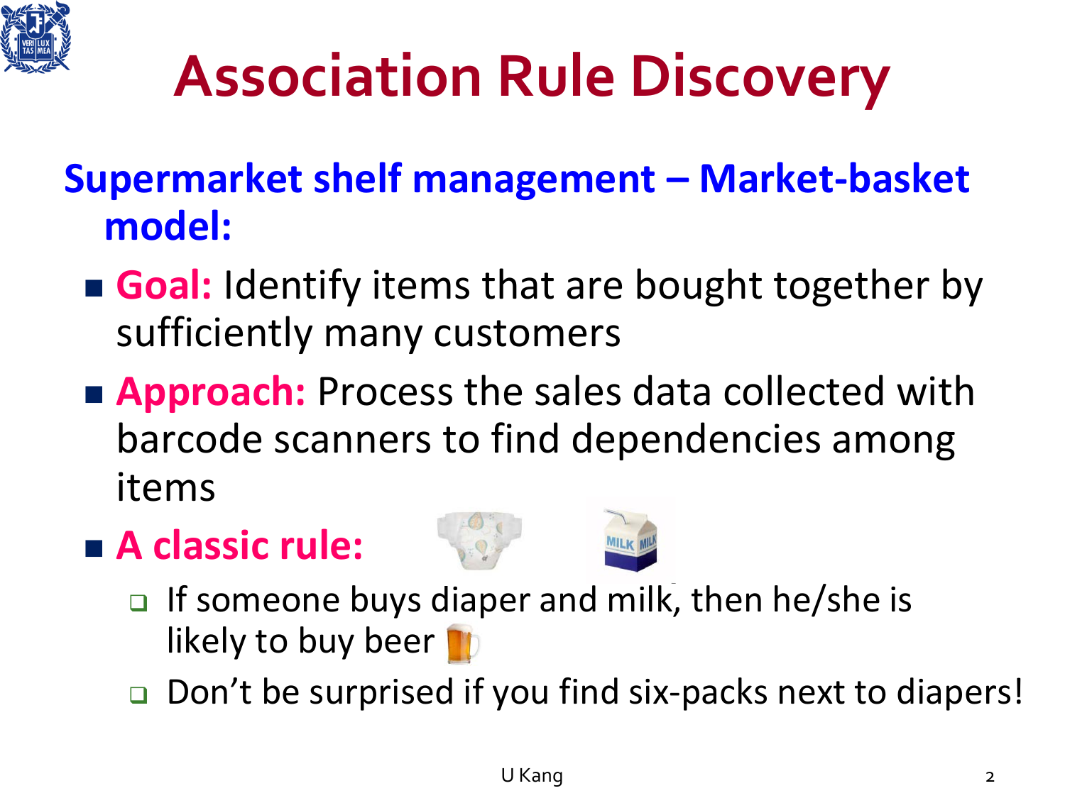# Association Rule Discovery

**Supermarket shelf management – Market-basket model:**

- **Goal:** Identify items that are bought together by sufficiently many customers
- **Approach:** Process the sales data collected with barcode scanners to find dependencies among items
- **A classic rule:**
  - If someone buys diaper and milk, then he/she is likely to buy beer
  - Don't be surprised if you find six-packs next to diapers!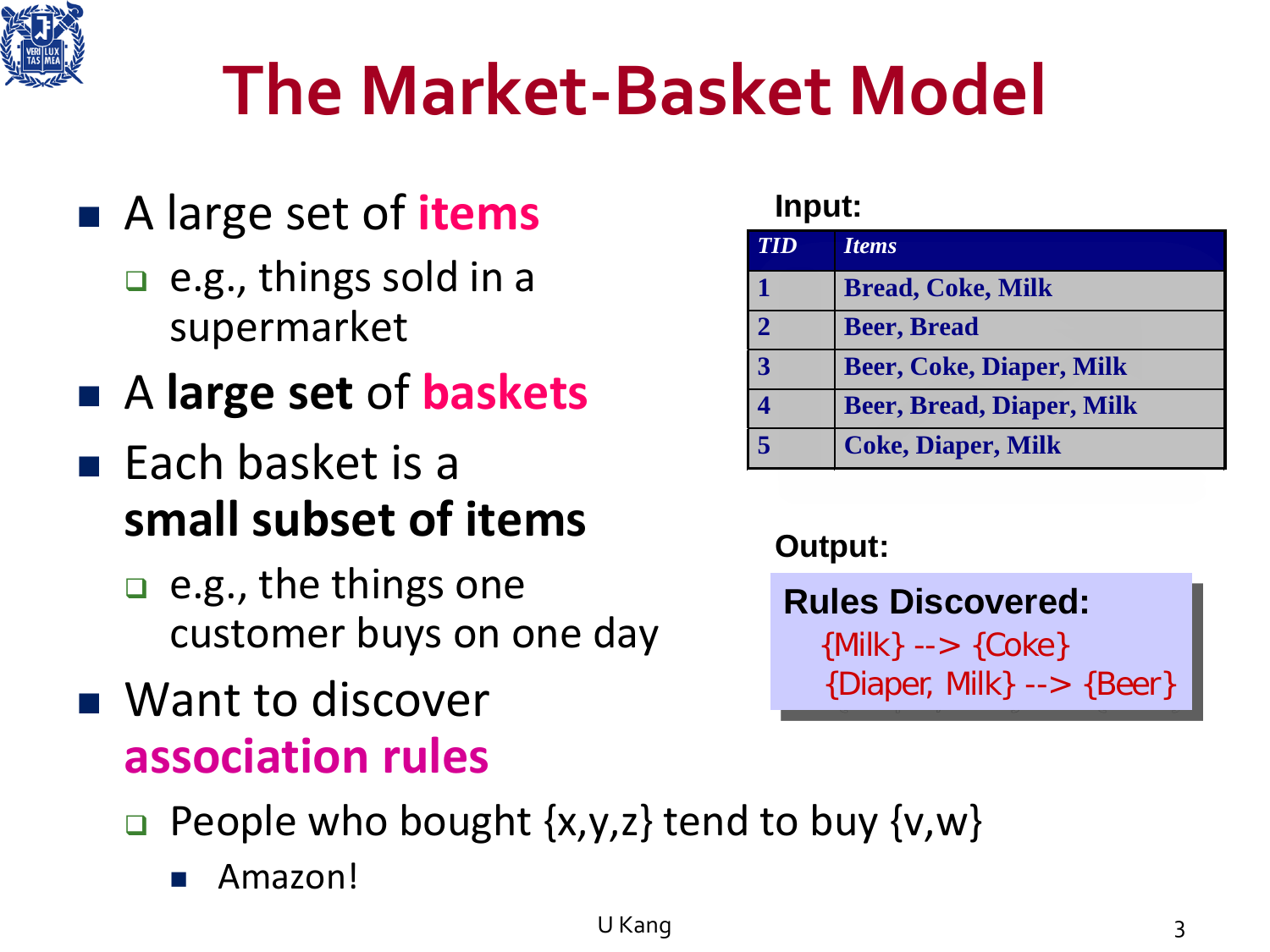# The Market-Basket Model

- A large set of **items**
  - e.g., things sold in a supermarket
- A **large set** of **baskets**
- Each basket is a **small subset of items**
  - e.g., the things one customer buys on one day
- Want to discover **association rules**
  - People who bought {x,y,z} tend to buy {v,w}
    - Amazon!

**Input:**

| *TID* | *Items* |
| --- | --- |
| 1 | Bread, Coke, Milk |
| 2 | Beer, Bread |
| 3 | Beer, Coke, Diaper, Milk |
| 4 | Beer, Bread, Diaper, Milk |
| 5 | Coke, Diaper, Milk |

**Output:**

**Rules Discovered:**

{Milk} --> {Coke}

{Diaper, Milk} --> {Beer}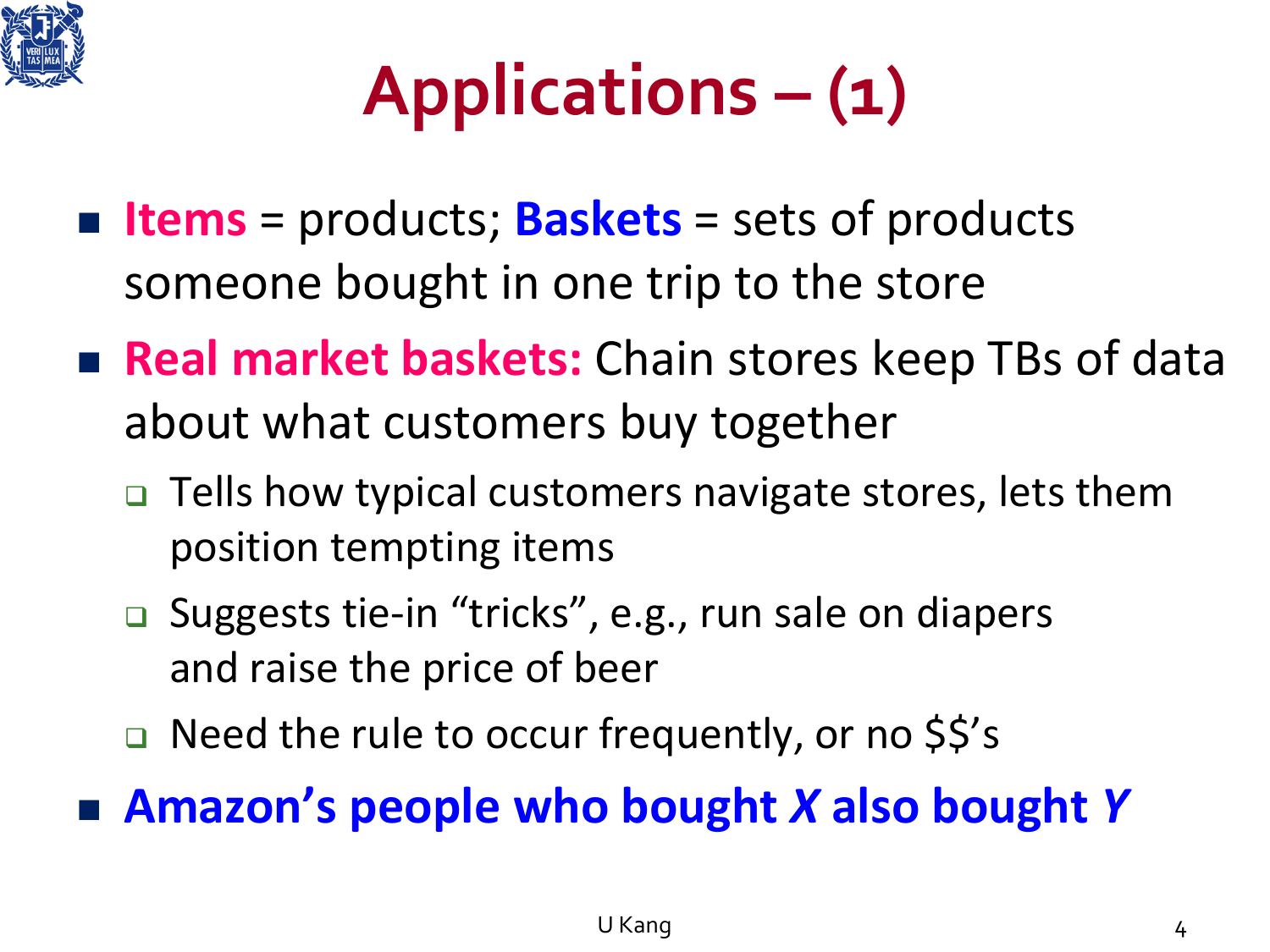# Applications – (1)

- **Items** = products; **Baskets** = sets of products someone bought in one trip to the store
- **Real market baskets:** Chain stores keep TBs of data about what customers buy together
  - Tells how typical customers navigate stores, lets them position tempting items
  - Suggests tie-in "tricks", e.g., run sale on diapers and raise the price of beer
  - Need the rule to occur frequently, or no $$'s
- **Amazon's people who bought *X* also bought *Y***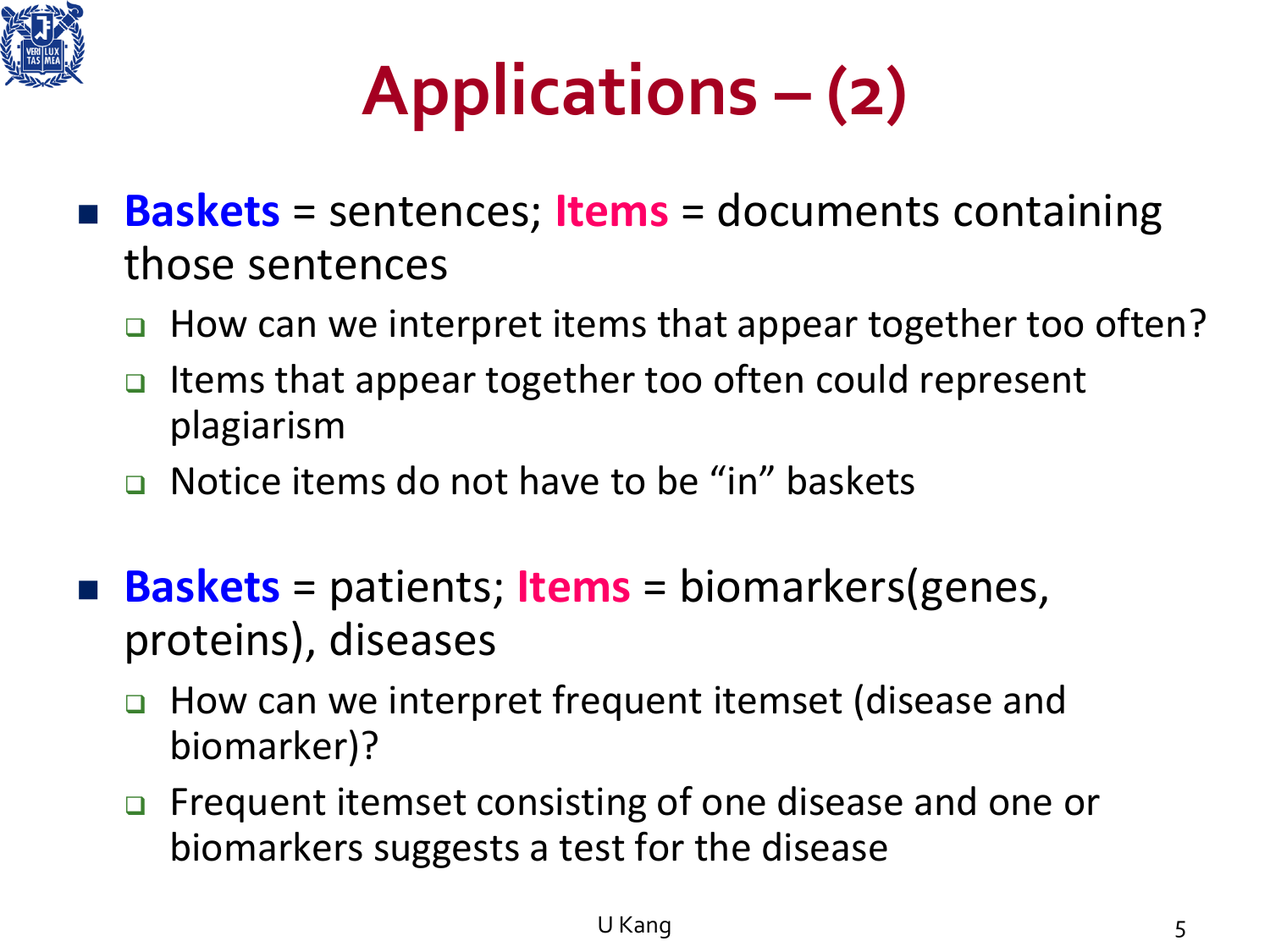# Applications – (2)

- **Baskets** = sentences; **Items** = documents containing those sentences
  - How can we interpret items that appear together too often?
  - Items that appear together too often could represent plagiarism
  - Notice items do not have to be “in” baskets

- **Baskets** = patients; **Items** = biomarkers(genes, proteins), diseases
  - How can we interpret frequent itemset (disease and biomarker)?
  - Frequent itemset consisting of one disease and one or biomarkers suggests a test for the disease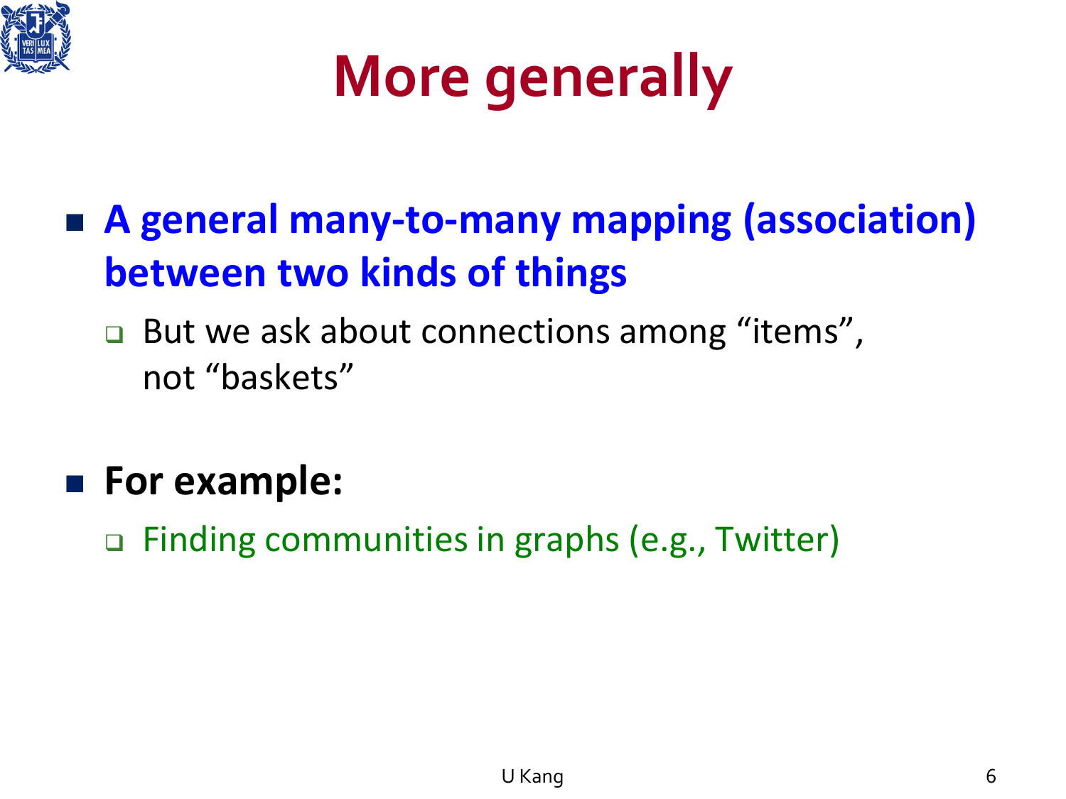# More generally

- **A general many-to-many mapping (association) between two kinds of things**
  - But we ask about connections among "items", not "baskets"
- **For example:**
  - Finding communities in graphs (e.g., Twitter)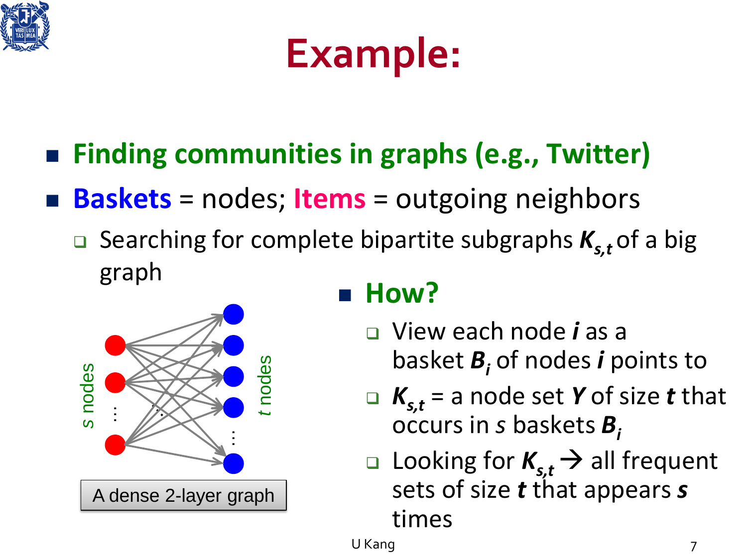# Example:

- **Finding communities in graphs (e.g., Twitter)**
- **Baskets** = nodes; **Items** = outgoing neighbors
  - Searching for complete bipartite subgraphs $K_{s,t}$ of a big graph

s nodes … t nodes

A dense 2-layer graph

- **How?**
  - View each node $i$ as a basket $B_i$ of nodes $i$ points to
  - $K_{s,t}$ = a node set $Y$ of size $t$ that occurs in $s$ baskets $B_i$
  - Looking for $K_{s,t}$ → all frequent sets of size $t$ that appears $s$ times

U Kang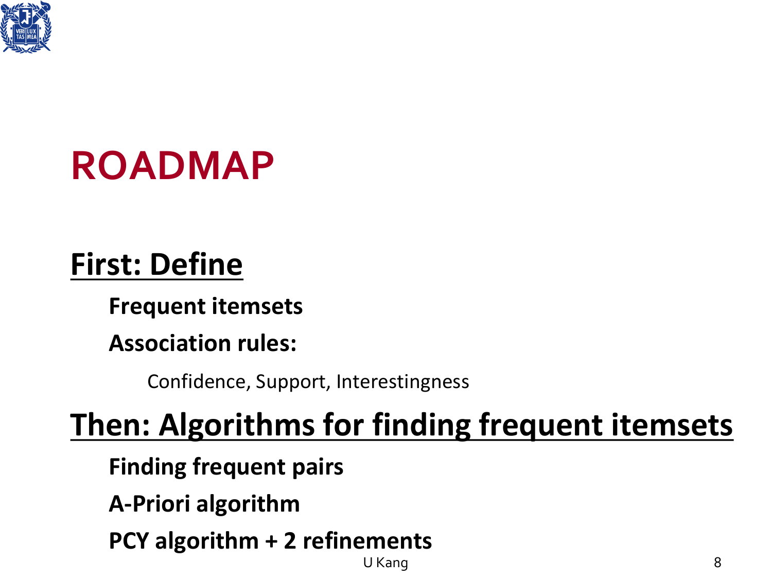# ROADMAP

## First: Define

- **Frequent itemsets**
- **Association rules:**
  - Confidence, Support, Interestingness

## Then: Algorithms for finding frequent itemsets

- **Finding frequent pairs**
- **A-Priori algorithm**
- **PCY algorithm + 2 refinements**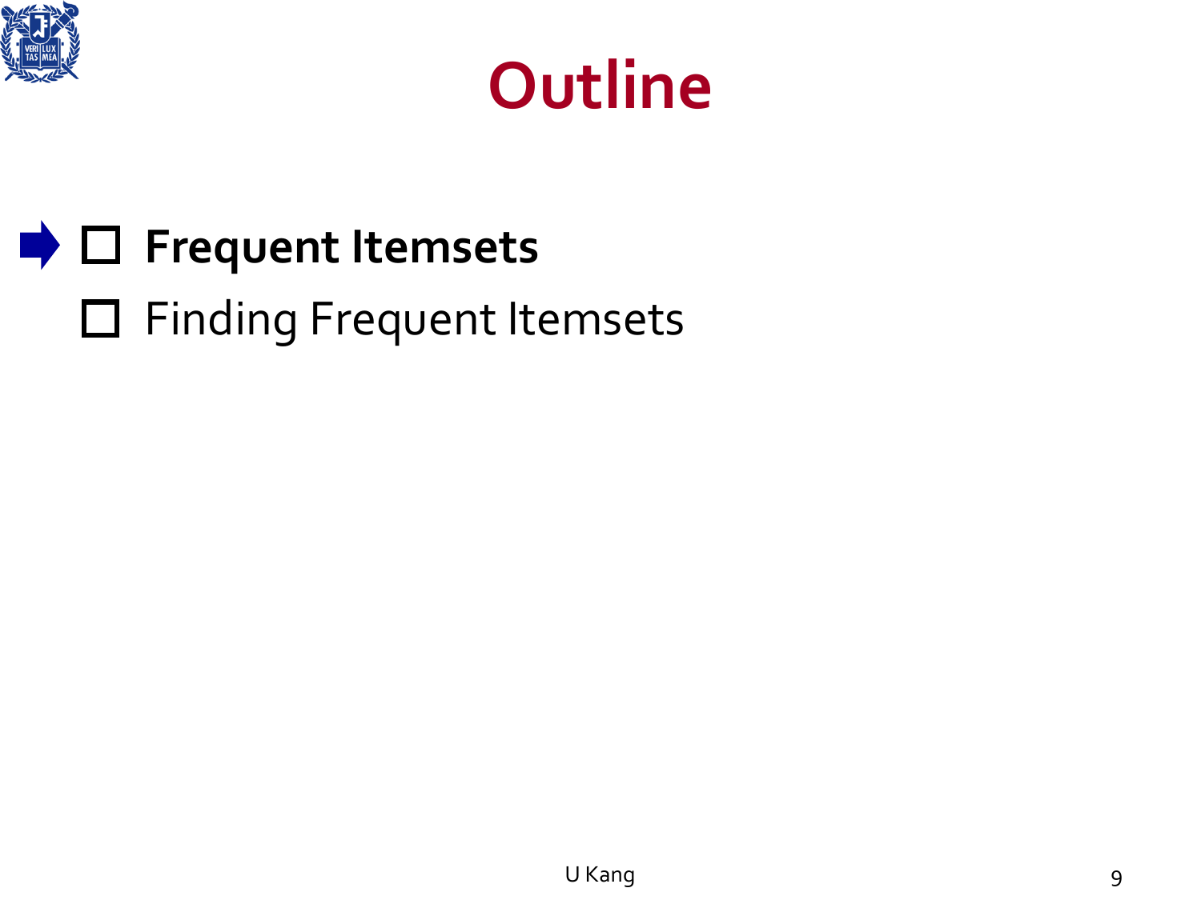# Outline

- ☐ **Frequent Itemsets**
- ☐ Finding Frequent Itemsets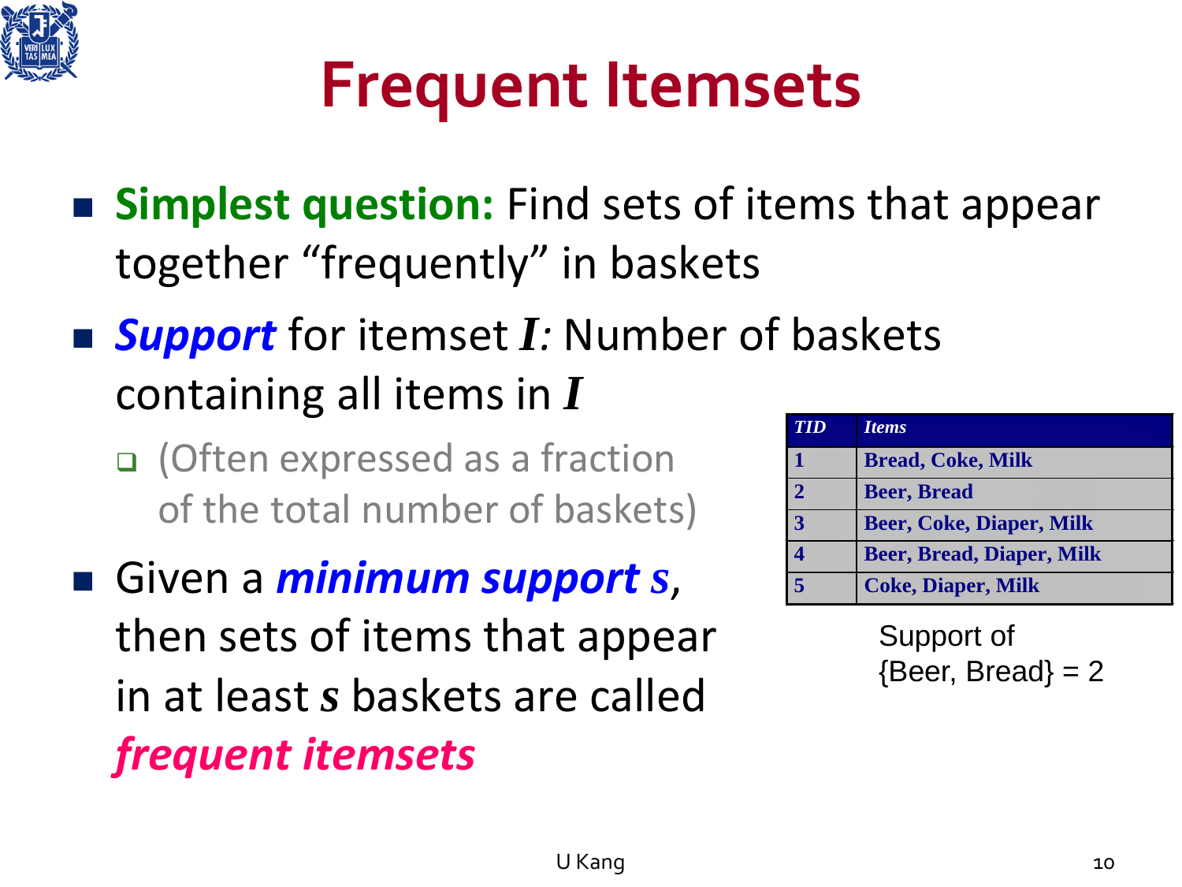# Frequent Itemsets

- **Simplest question:** Find sets of items that appear together "frequently" in baskets
- ***Support*** for itemset $I$: Number of baskets containing all items in $I$
  - (Often expressed as a fraction of the total number of baskets)
- Given a ***minimum support*** $s$, then sets of items that appear in at least $s$ baskets are called ***frequent itemsets***

| TID | Items |
|---|---|
| 1 | Bread, Coke, Milk |
| 2 | Beer, Bread |
| 3 | Beer, Coke, Diaper, Milk |
| 4 | Beer, Bread, Diaper, Milk |
| 5 | Coke, Diaper, Milk |

Support of {Beer, Bread} = 2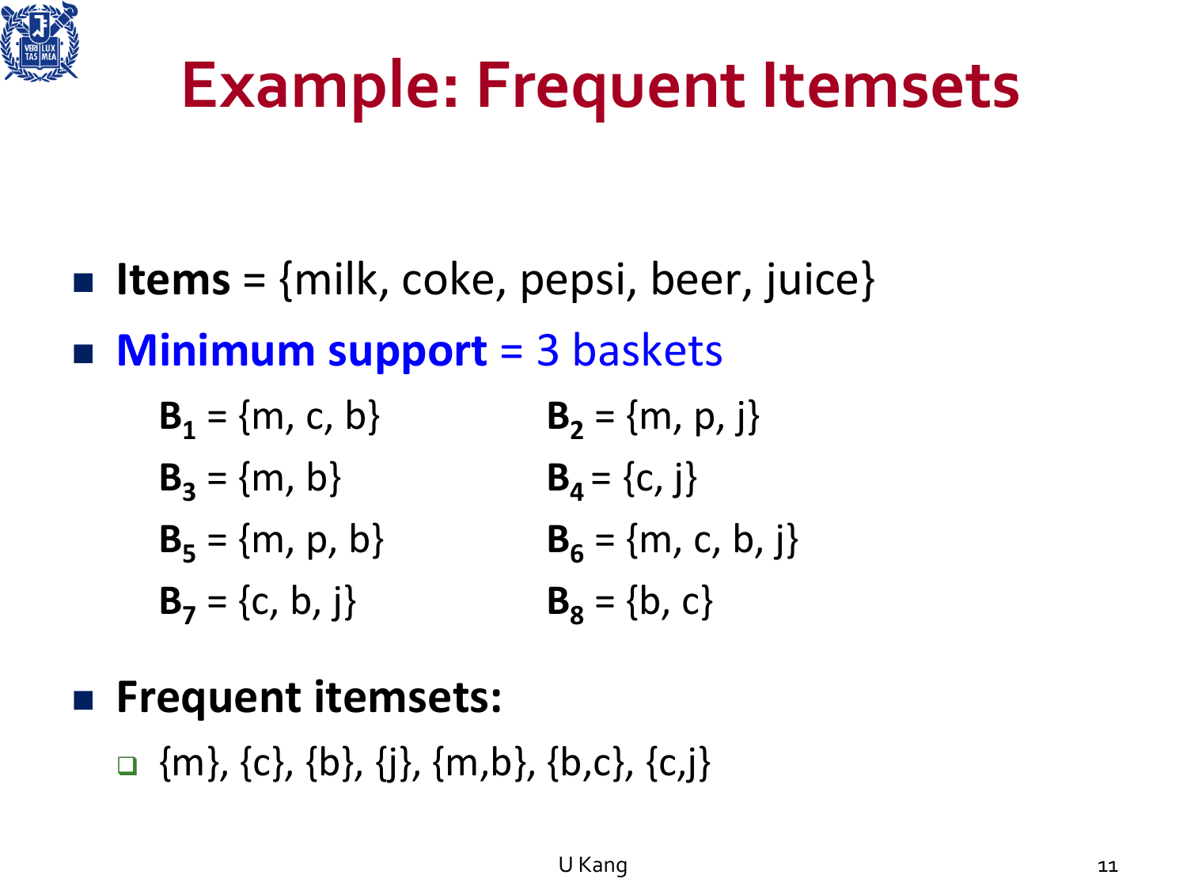# Example: Frequent Itemsets

- **Items** = {milk, coke, pepsi, beer, juice}
- **Minimum support** = 3 baskets

  **$B_1$** = {m, c, b}
  **$B_2$** = {m, p, j}
  **$B_3$** = {m, b}
  **$B_4$** = {c, j}
  **$B_5$** = {m, p, b}
  **$B_6$** = {m, c, b, j}
  **$B_7$** = {c, b, j}
  **$B_8$** = {b, c}

- **Frequent itemsets:**
  - {m}, {c}, {b}, {j}, {m,b}, {b,c}, {c,j}

U Kang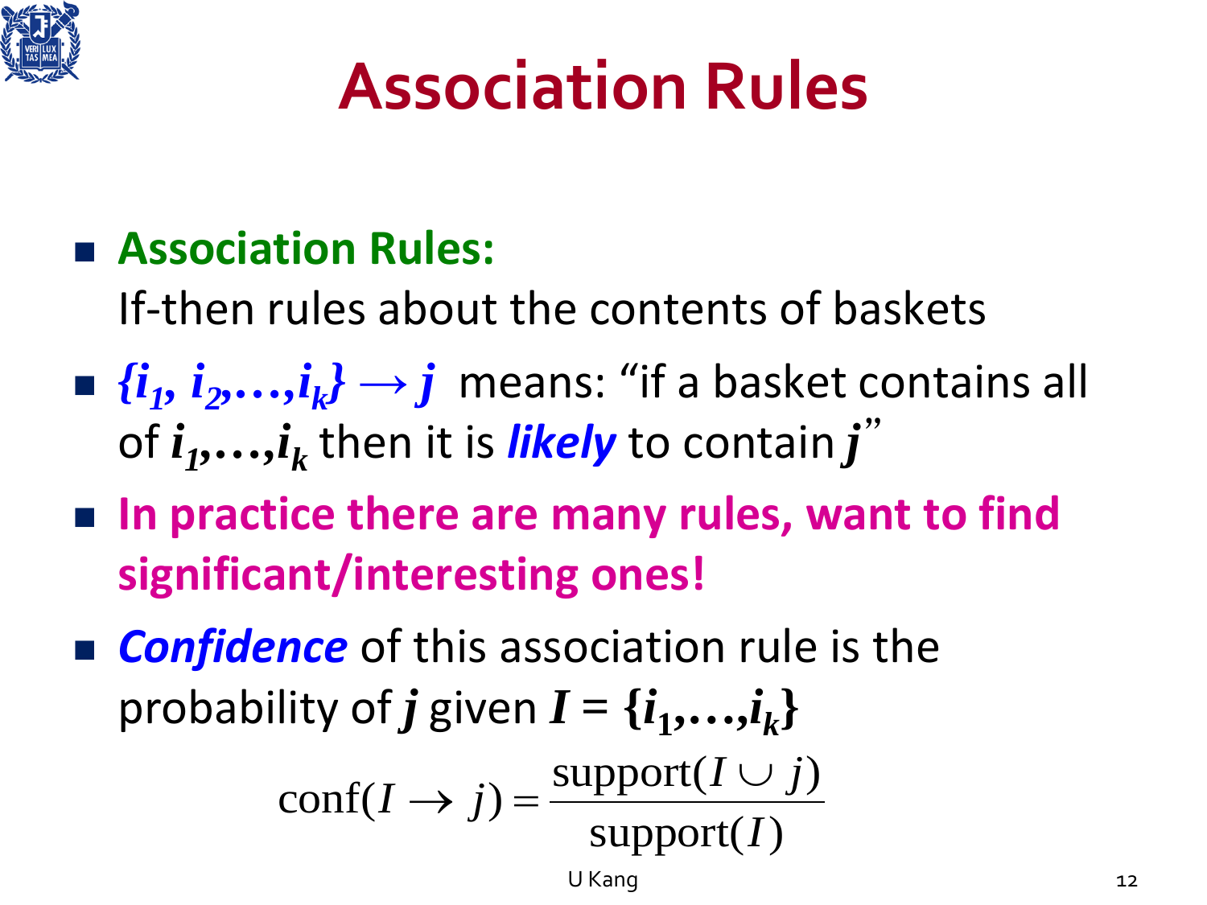# Association Rules

- **Association Rules:**
  If-then rules about the contents of baskets
- $\{i_1, i_2, \ldots, i_k\} \rightarrow j$ means: "if a basket contains all of $i_1, \ldots, i_k$ then it is ***likely*** to contain $j$"
- **In practice there are many rules, want to find significant/interesting ones!**
- ***Confidence*** of this association rule is the probability of $j$ given $I = \{i_1, \ldots, i_k\}$

$$\text{conf}(I \rightarrow j) = \frac{\text{support}(I \cup j)}{\text{support}(I)}$$

U Kang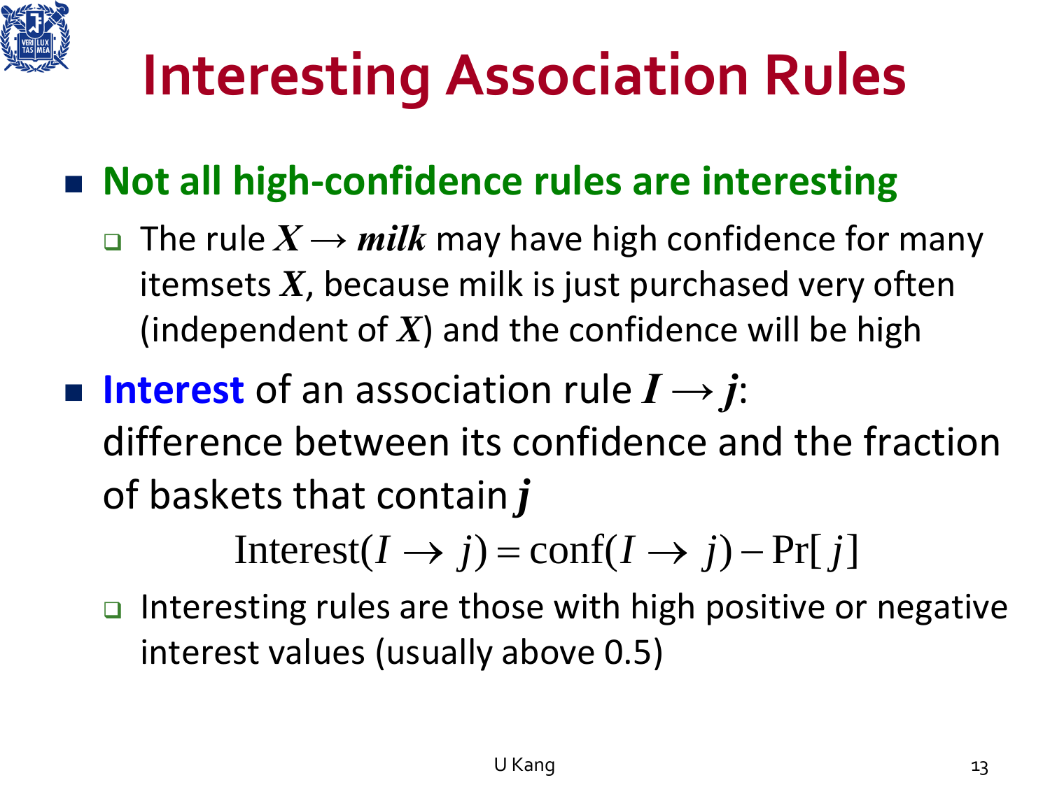# Interesting Association Rules

- **Not all high-confidence rules are interesting**
  - The rule $X \rightarrow milk$ may have high confidence for many itemsets $X$, because milk is just purchased very often (independent of $X$) and the confidence will be high
- **Interest** of an association rule $I \rightarrow j$: difference between its confidence and the fraction of baskets that contain $j$

$$\text{Interest}(I \rightarrow j) = \text{conf}(I \rightarrow j) - \Pr[j]$$

  - Interesting rules are those with high positive or negative interest values (usually above 0.5)

U Kang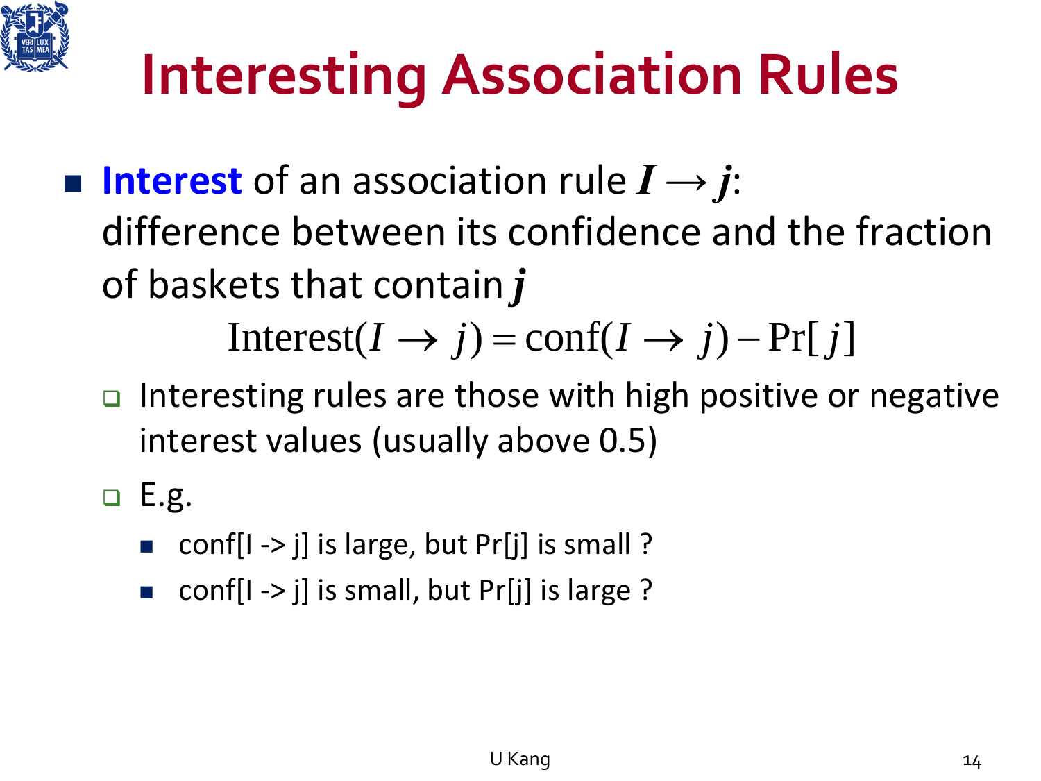# Interesting Association Rules

- **Interest** of an association rule $I \rightarrow j$: difference between its confidence and the fraction of baskets that contain $j$

$$\text{Interest}(I \rightarrow j) = \text{conf}(I \rightarrow j) - \Pr[j]$$

  - Interesting rules are those with high positive or negative interest values (usually above 0.5)
  - E.g.
    - conf[I -> j] is large, but Pr[j] is small ?
    - conf[I -> j] is small, but Pr[j] is large ?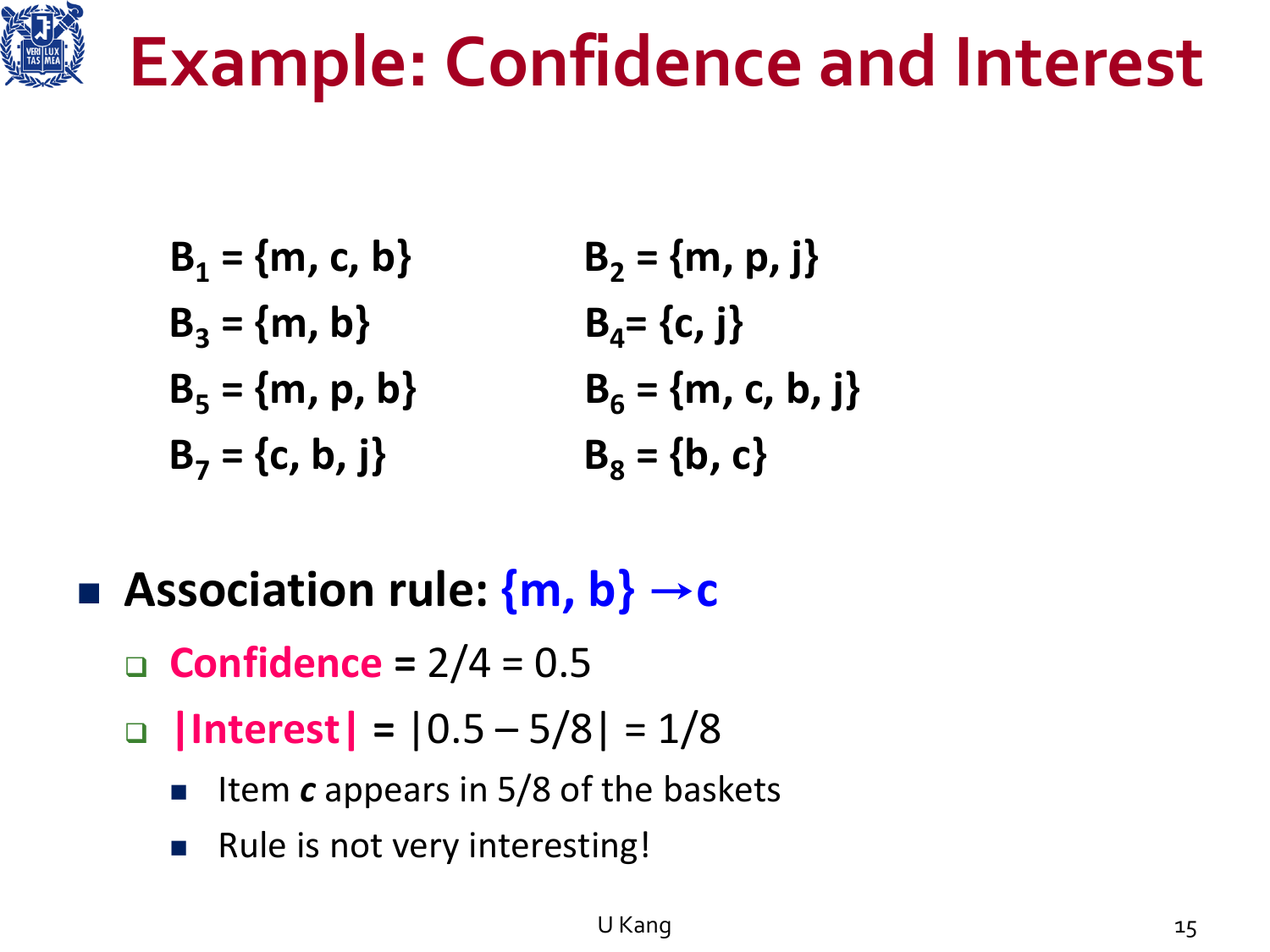# Example: Confidence and Interest

$B_1$ = {m, c, b} $B_2$ = {m, p, j}

$B_3$ = {m, b} $B_4$= {c, j}

$B_5$ = {m, p, b} $B_6$ = {m, c, b, j}

$B_7$ = {c, b, j} $B_8$ = {b, c}

- **Association rule: {m, b} →c**
  - **Confidence** = 2/4 = 0.5
  - **|Interest|** = |0.5 – 5/8| = 1/8
    - Item ***c*** appears in 5/8 of the baskets
    - Rule is not very interesting!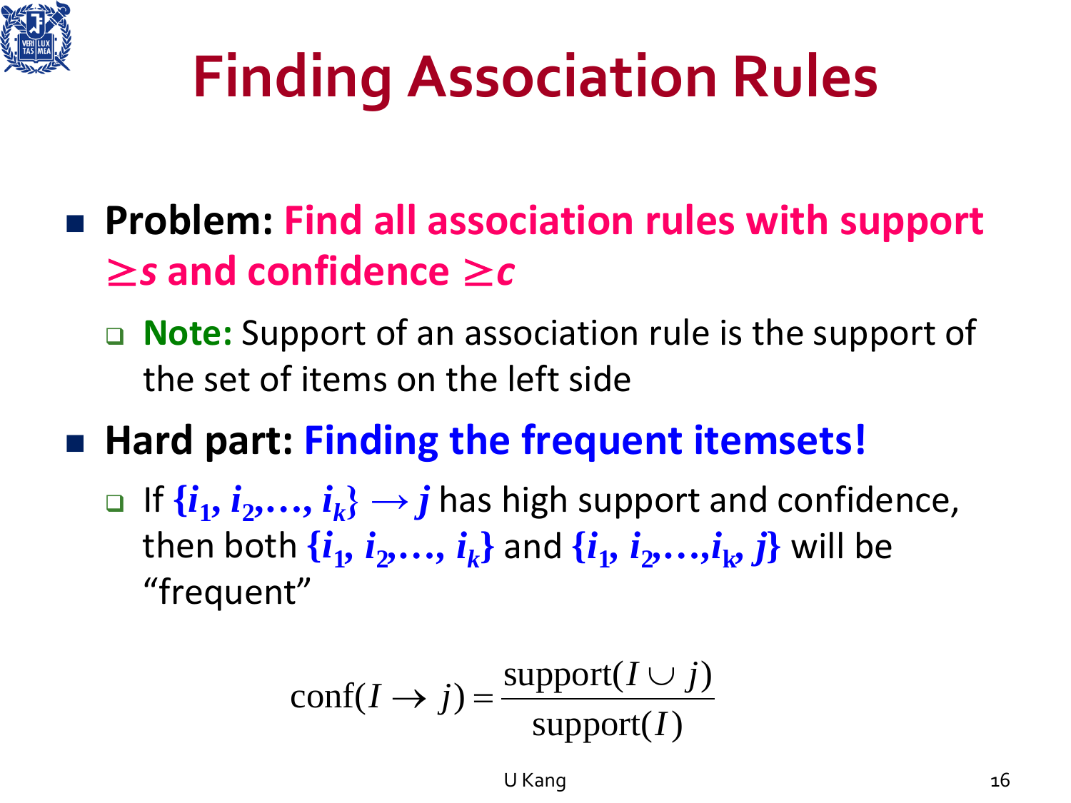# Finding Association Rules

- **Problem: Find all association rules with support $\geq s$ and confidence $\geq c$**
  - **Note:** Support of an association rule is the support of the set of items on the left side
- **Hard part: Finding the frequent itemsets!**
  - If $\{i_1, i_2, \ldots, i_k\} \rightarrow j$ has high support and confidence, then both $\{i_1, i_2, \ldots, i_k\}$ and $\{i_1, i_2, \ldots, i_k, j\}$ will be "frequent"

$$\text{conf}(I \rightarrow j) = \frac{\text{support}(I \cup j)}{\text{support}(I)}$$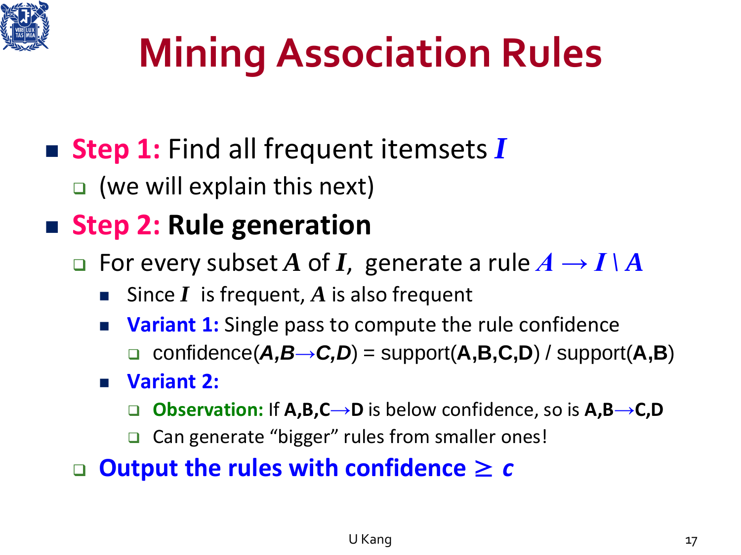# Mining Association Rules

- **Step 1:** Find all frequent itemsets $I$
  - (we will explain this next)
- **Step 2: Rule generation**
  - For every subset $A$ of $I$, generate a rule $A \rightarrow I \setminus A$
    - Since $I$ is frequent, $A$ is also frequent
    - **Variant 1:** Single pass to compute the rule confidence
      - confidence(***A,B→C,D***) = support(**A,B,C,D**) / support(**A,B**)
    - **Variant 2:**
      - **Observation:** If **A,B,C→D** is below confidence, so is **A,B→C,D**
      - Can generate "bigger" rules from smaller ones!
  - **Output the rules with confidence $\geq c$**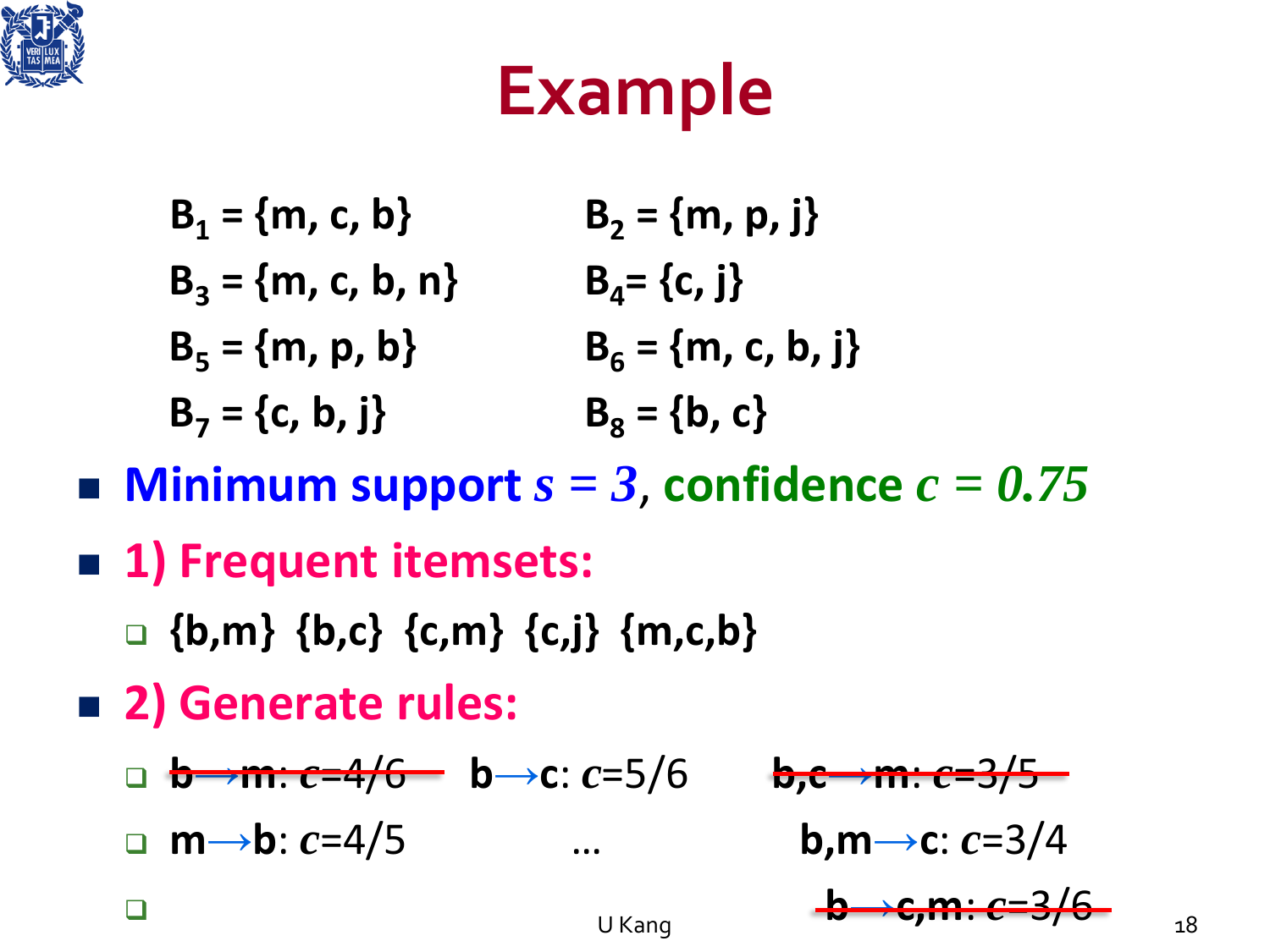# Example

$B_1$ = {m, c, b} $B_2$ = {m, p, j}

$B_3$ = {m, c, b, n} $B_4$= {c, j}

$B_5$ = {m, p, b} $B_6$ = {m, c, b, j}

$B_7$ = {c, b, j} $B_8$ = {b, c}

- **Minimum support $s = 3$, confidence $c = 0.75$**
- **1) Frequent itemsets:**
  - {b,m} {b,c} {c,m} {c,j} {m,c,b}
- **2) Generate rules:**
  - ~~b→m: $c$=4/6~~ b→c: $c$=5/6 ~~b,c→m: $c$=3/5~~
  - m→b: $c$=4/5 … b,m→c: $c$=3/4
  - ~~b→c,m: $c$=3/6~~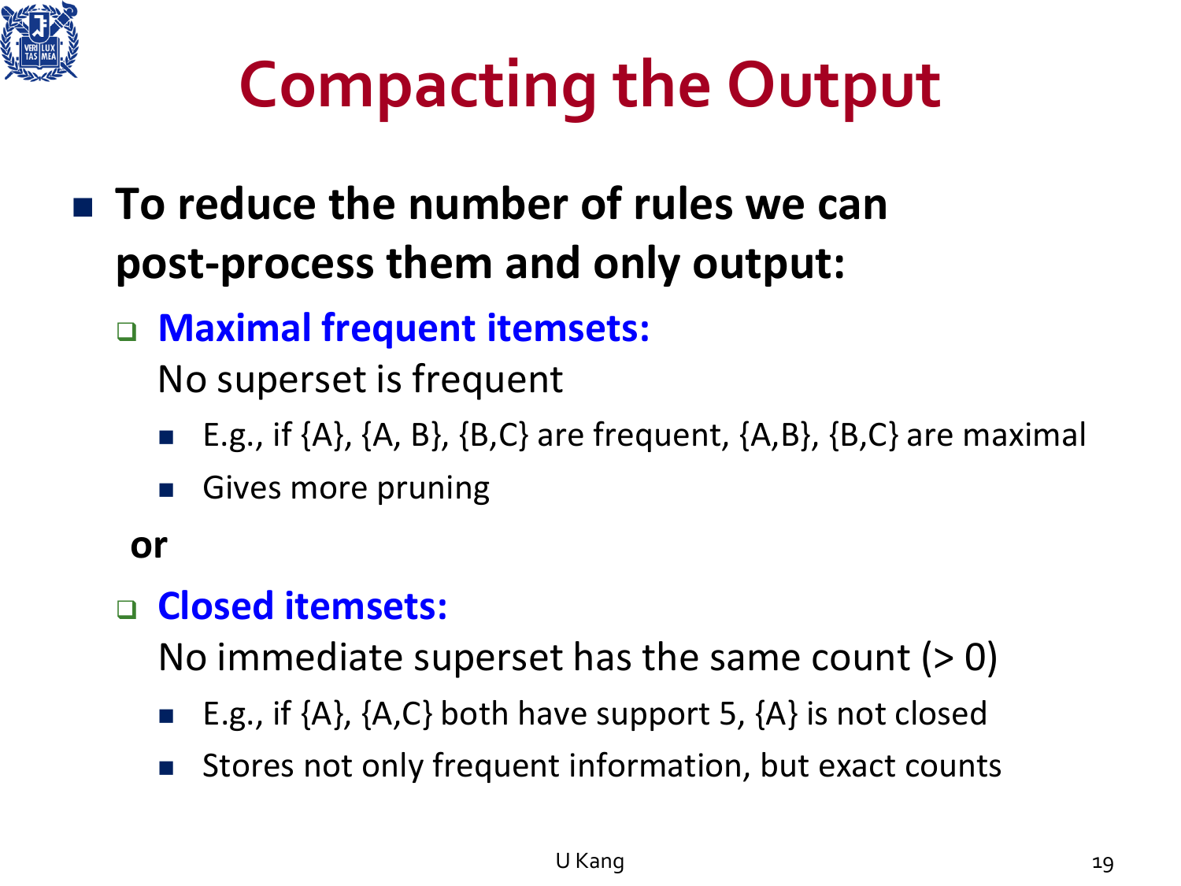# Compacting the Output

- **To reduce the number of rules we can post-process them and only output:**
  - **Maximal frequent itemsets:**
    No superset is frequent
    - E.g., if {A}, {A, B}, {B,C} are frequent, {A,B}, {B,C} are maximal
    - Gives more pruning

  **or**

  - **Closed itemsets:**
    No immediate superset has the same count (> 0)
    - E.g., if {A}, {A,C} both have support 5, {A} is not closed
    - Stores not only frequent information, but exact counts

U Kang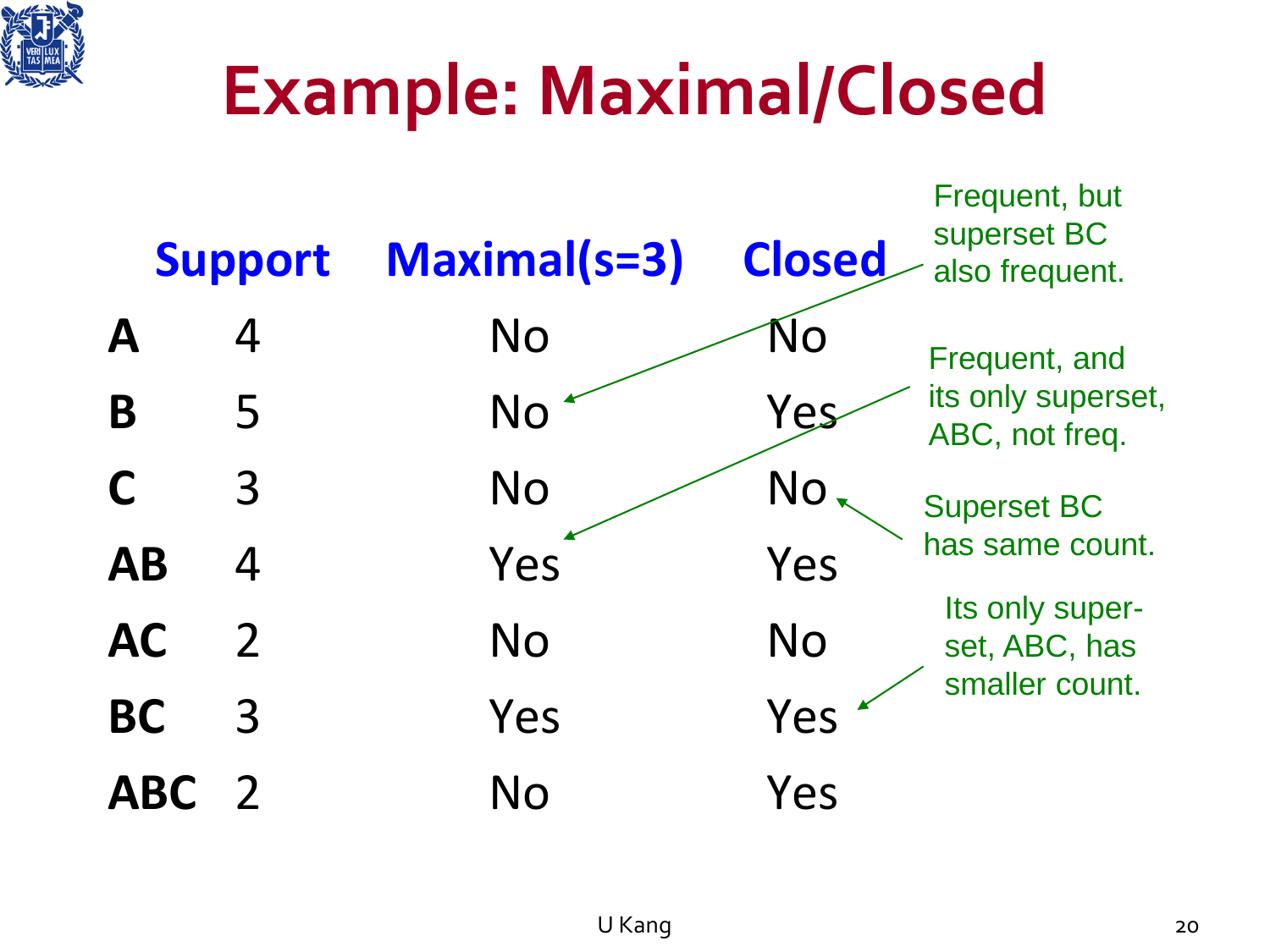# Example: Maximal/Closed

| | Support | Maximal(s=3) | Closed |
|---|---|---|---|
| **A** | 4 | No | No |
| **B** | 5 | No | Yes |
| **C** | 3 | No | No |
| **AB** | 4 | Yes | Yes |
| **AC** | 2 | No | No |
| **BC** | 3 | Yes | Yes |
| **ABC** | 2 | No | Yes |

Frequent, but superset BC also frequent.

Frequent, and its only superset, ABC, not freq.

Superset BC has same count.

Its only superset, ABC, has smaller count.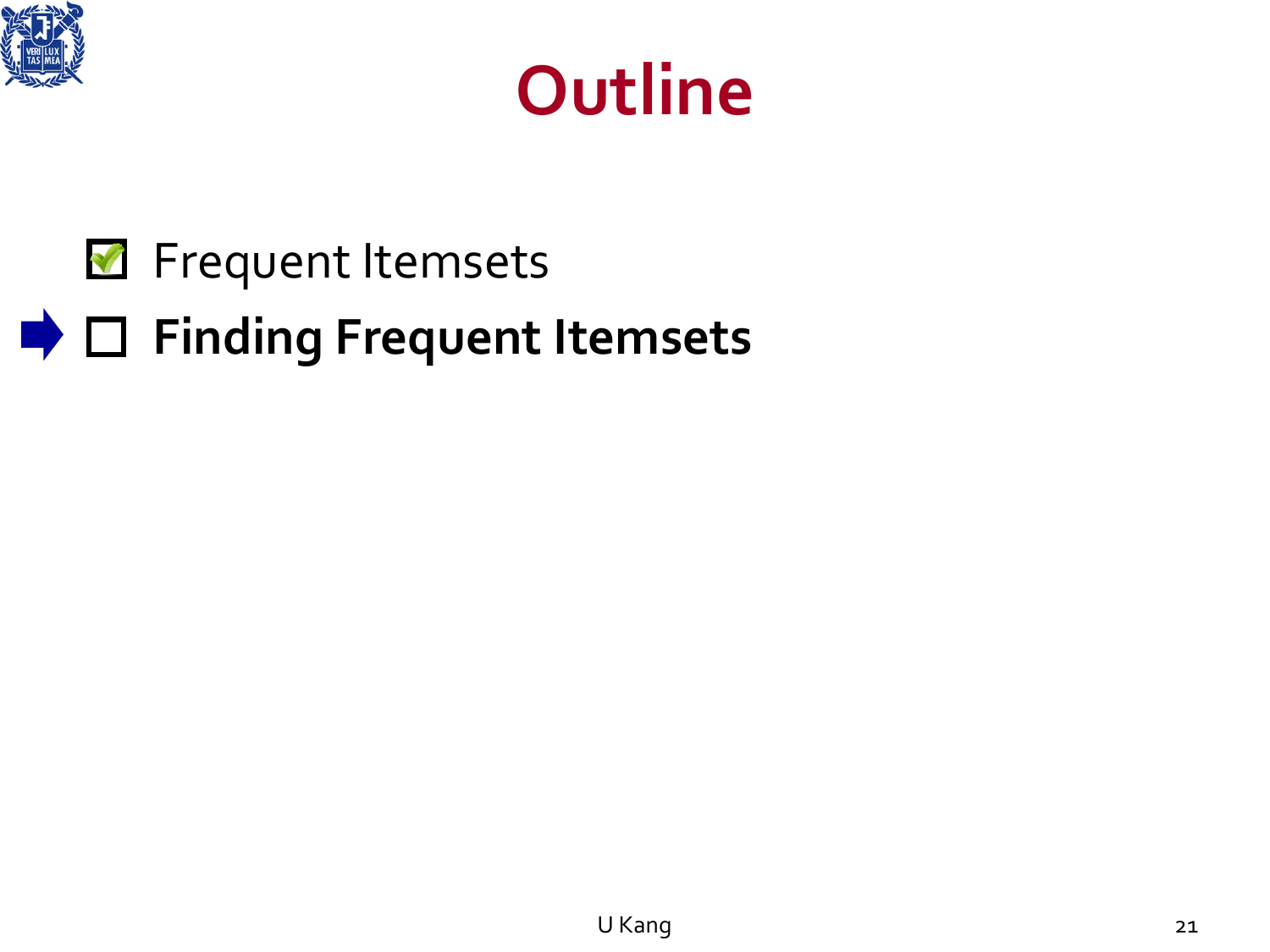# Outline

- [x] Frequent Itemsets
- [ ] **Finding Frequent Itemsets**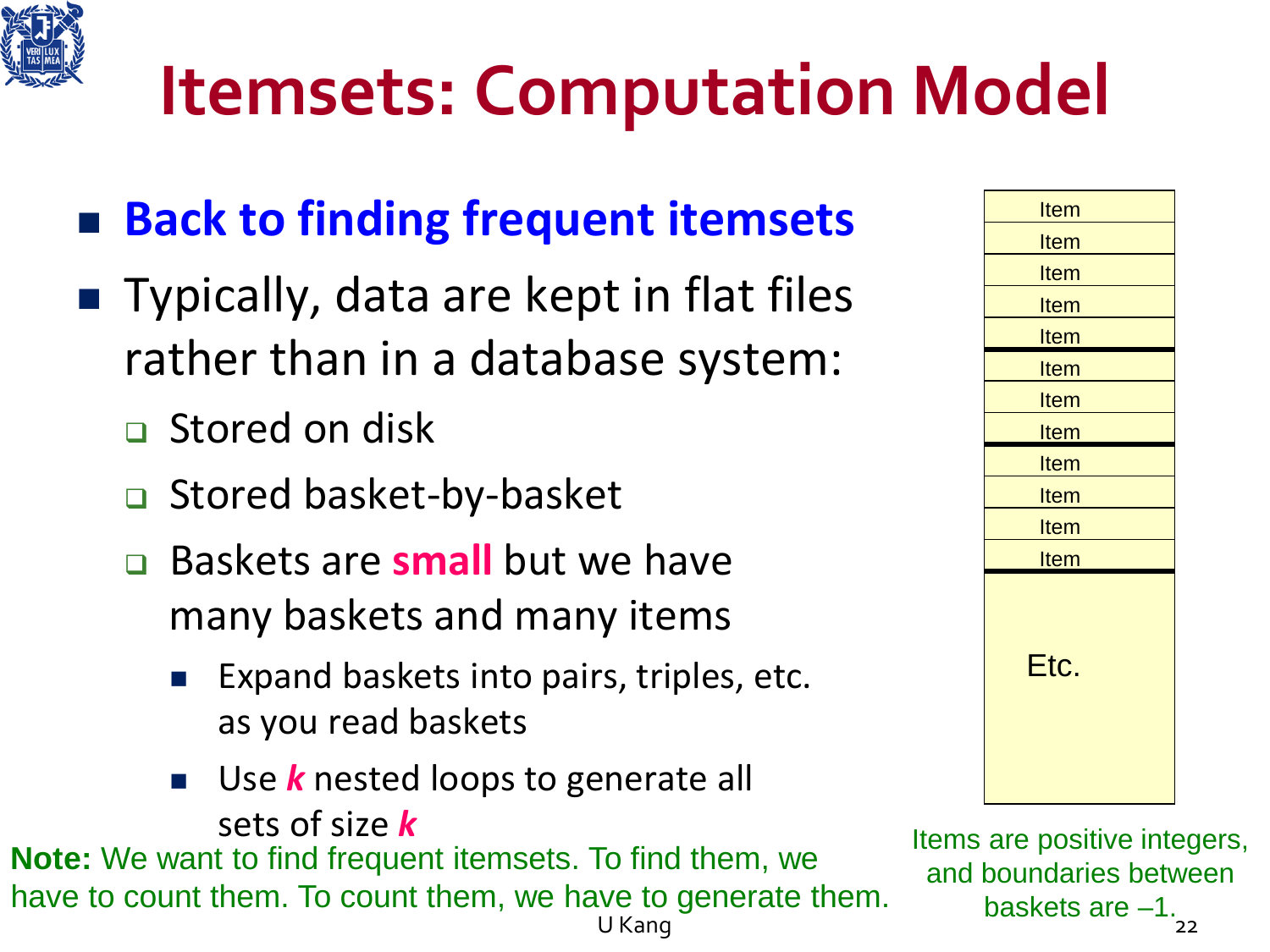# Itemsets: Computation Model

- **Back to finding frequent itemsets**
- Typically, data are kept in flat files rather than in a database system:
  - Stored on disk
  - Stored basket-by-basket
  - Baskets are **small** but we have many baskets and many items
    - Expand baskets into pairs, triples, etc. as you read baskets
    - Use ***k*** nested loops to generate all sets of size ***k***

| Item |
| --- |
| Item |
| Item |
| Item |
| Item |
| Item |
| Item |
| Item |
| Item |
| Item |
| Item |
| Item |
| Etc. |

Items are positive integers, and boundaries between baskets are –1.

**Note:** We want to find frequent itemsets. To find them, we have to count them. To count them, we have to generate them.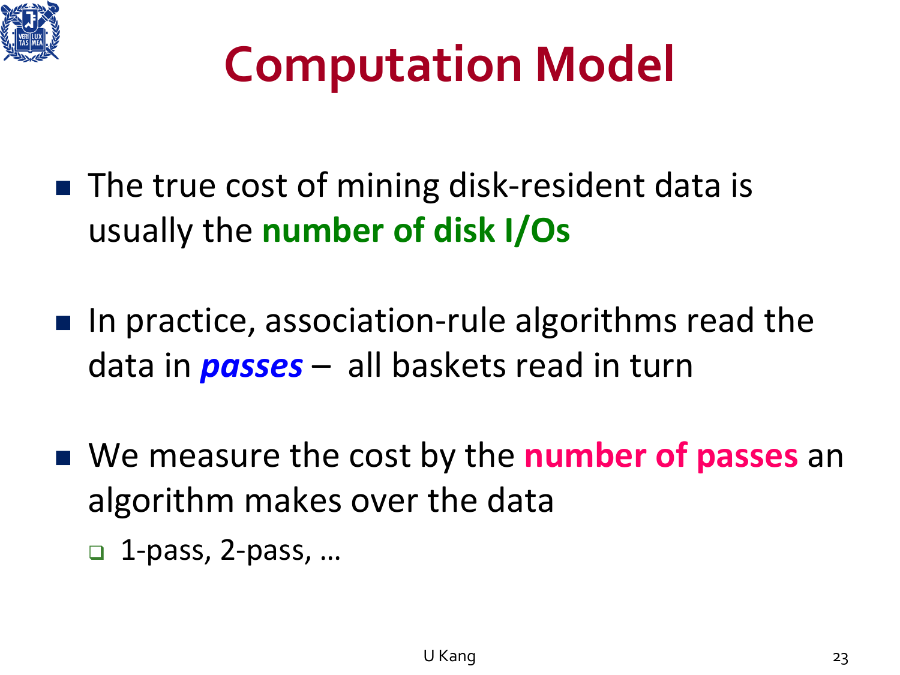# Computation Model

- The true cost of mining disk-resident data is usually the **number of disk I/Os**
- In practice, association-rule algorithms read the data in ***passes*** – all baskets read in turn
- We measure the cost by the **number of passes** an algorithm makes over the data
  - 1-pass, 2-pass, …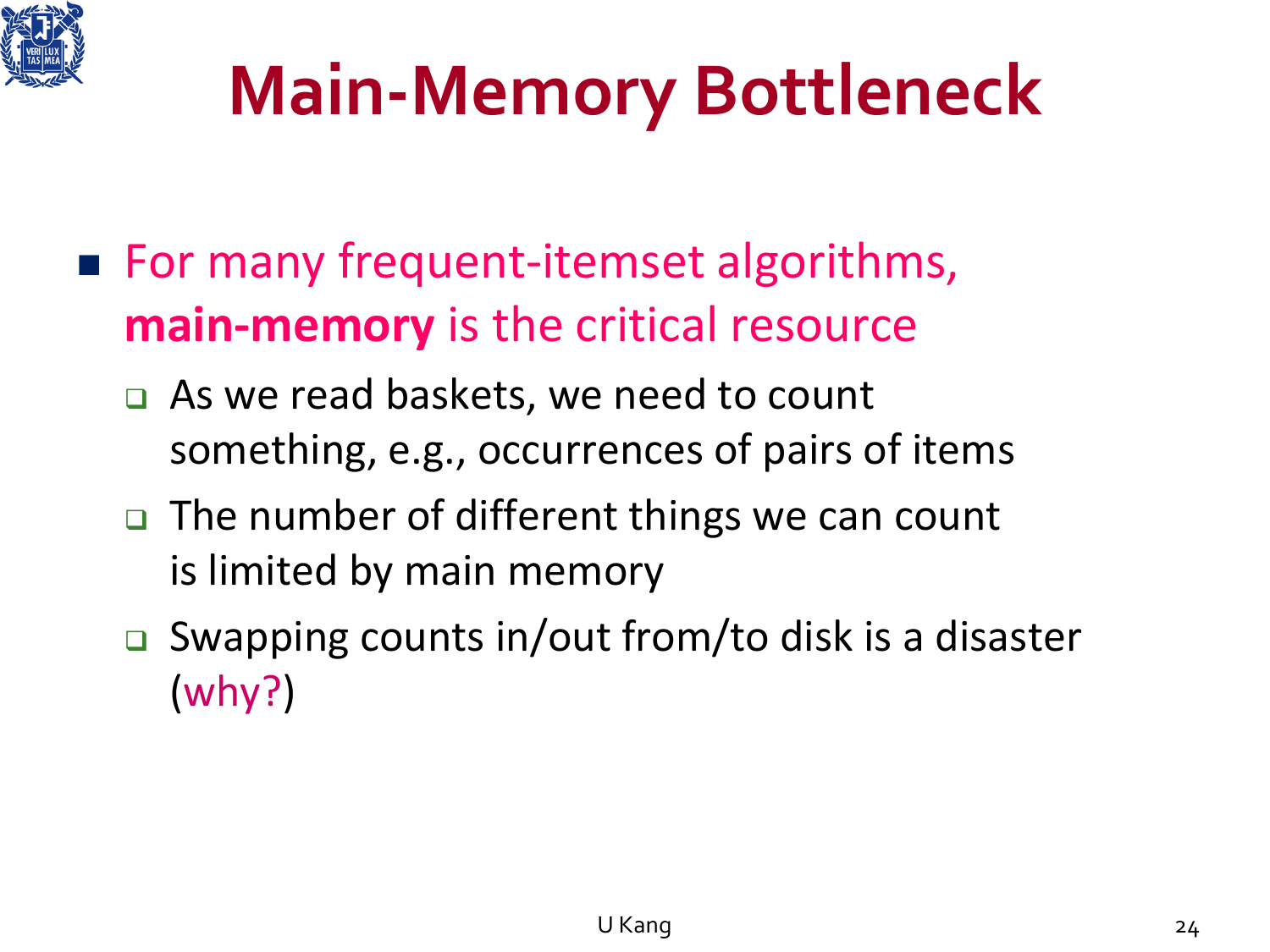# Main-Memory Bottleneck

- For many frequent-itemset algorithms, **main-memory** is the critical resource
  - As we read baskets, we need to count something, e.g., occurrences of pairs of items
  - The number of different things we can count is limited by main memory
  - Swapping counts in/out from/to disk is a disaster (why?)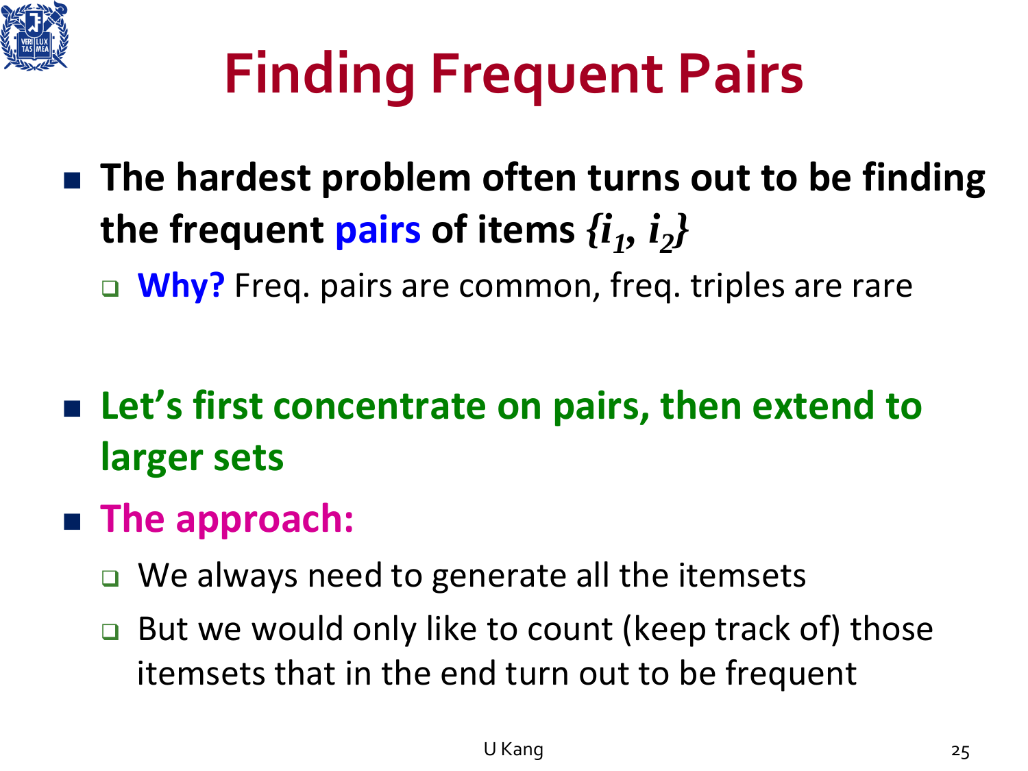# Finding Frequent Pairs

- **The hardest problem often turns out to be finding the frequent pairs of items $\{i_1, i_2\}$**
  - **Why?** Freq. pairs are common, freq. triples are rare

- **Let's first concentrate on pairs, then extend to larger sets**
- **The approach:**
  - We always need to generate all the itemsets
  - But we would only like to count (keep track of) those itemsets that in the end turn out to be frequent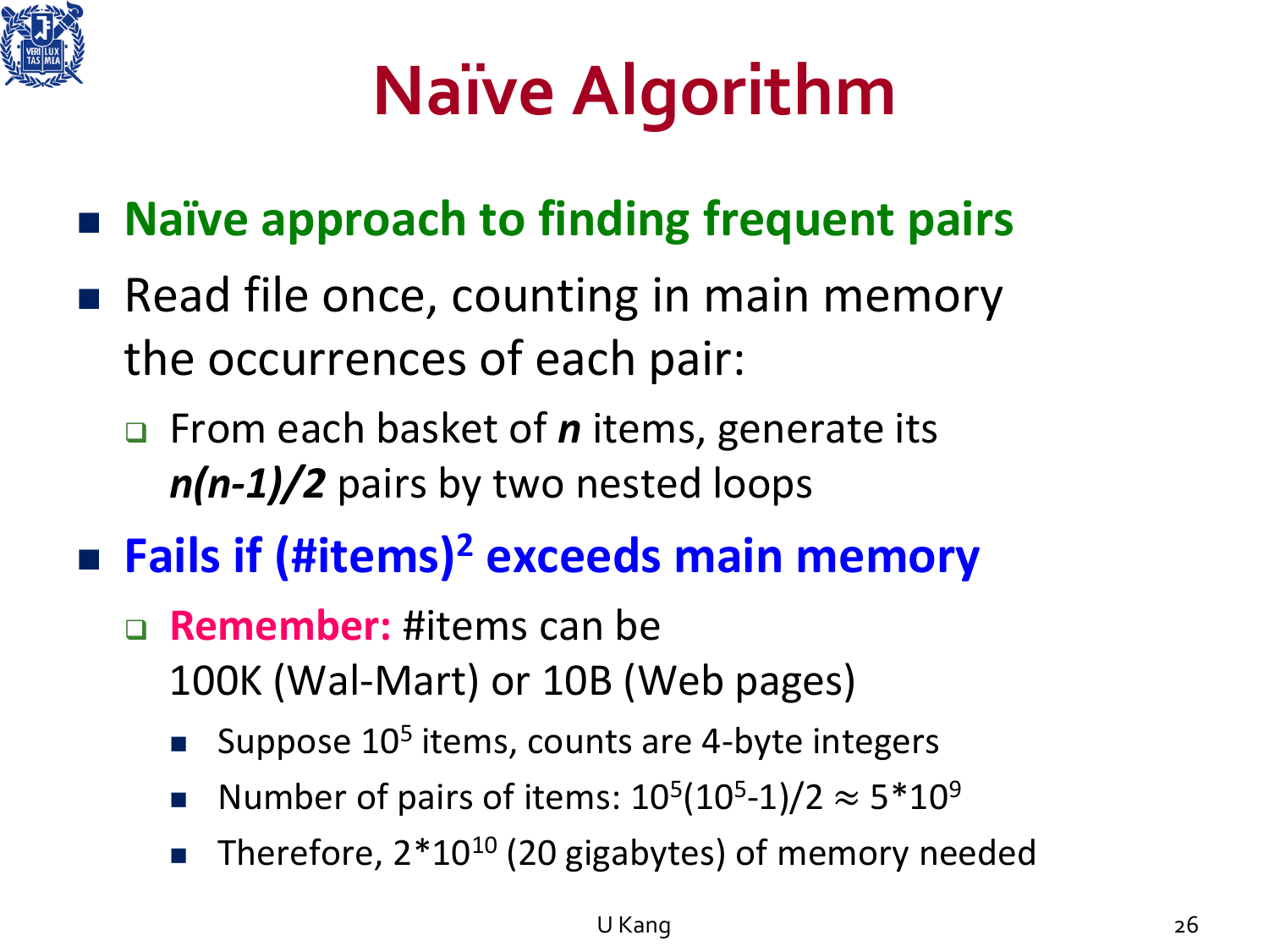# Naïve Algorithm

- **Naïve approach to finding frequent pairs**
- Read file once, counting in main memory the occurrences of each pair:
  - From each basket of ***n*** items, generate its ***n(n-1)/2*** pairs by two nested loops
- **Fails if (#items)$^2$ exceeds main memory**
  - **Remember:** #items can be 100K (Wal-Mart) or 10B (Web pages)
    - Suppose $10^5$ items, counts are 4-byte integers
    - Number of pairs of items: $10^5(10^5\text{-}1)/2 \approx 5*10^9$
    - Therefore, $2*10^{10}$ (20 gigabytes) of memory needed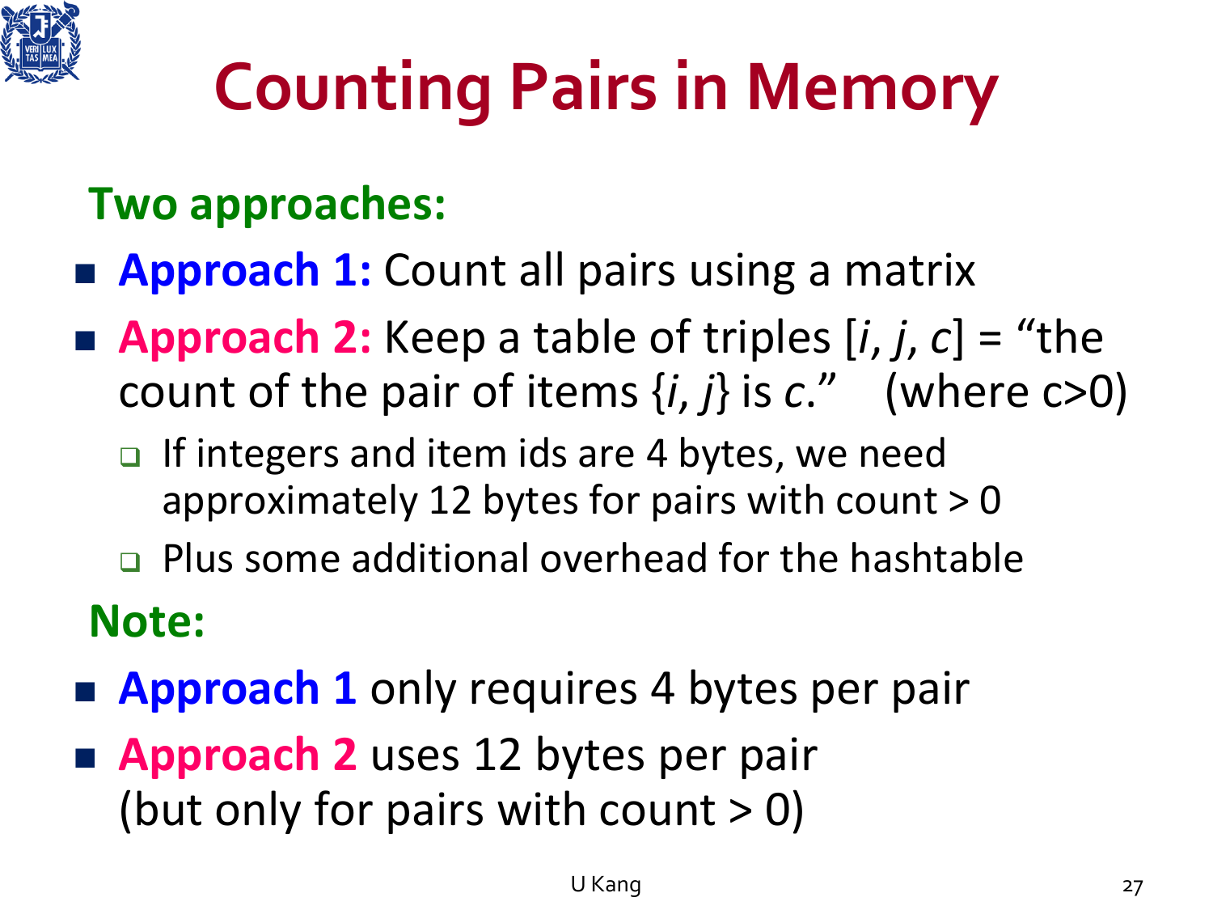# Counting Pairs in Memory

**Two approaches:**

- **Approach 1:** Count all pairs using a matrix
- **Approach 2:** Keep a table of triples [*i*, *j*, *c*] = "the count of the pair of items {*i*, *j*} is *c*." (where c>0)
  - If integers and item ids are 4 bytes, we need approximately 12 bytes for pairs with count > 0
  - Plus some additional overhead for the hashtable

**Note:**

- **Approach 1** only requires 4 bytes per pair
- **Approach 2** uses 12 bytes per pair (but only for pairs with count > 0)

U Kang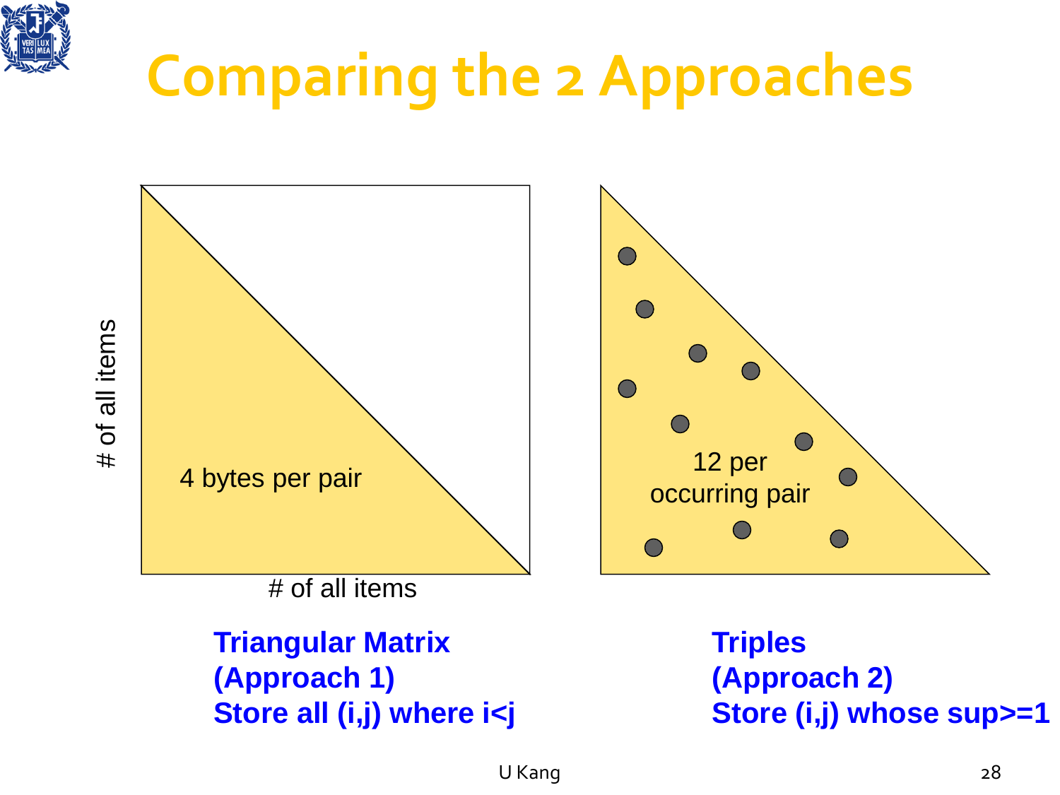# Comparing the 2 Approaches

# of all items

4 bytes per pair

# of all items

12 per occurring pair

**Triangular Matrix (Approach 1) Store all (i,j) where i<j**

**Triples (Approach 2) Store (i,j) whose sup>=1**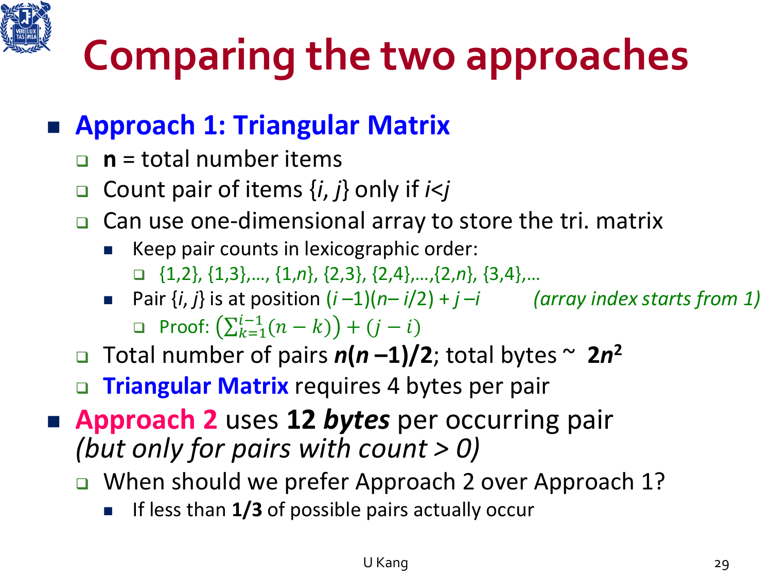# Comparing the two approaches

- **Approach 1: Triangular Matrix**
  - **n** = total number items
  - Count pair of items $\{i, j\}$ only if $i<j$
  - Can use one-dimensional array to store the tri. matrix
    - Keep pair counts in lexicographic order:
      - $\{1,2\}, \{1,3\},\ldots, \{1,n\}, \{2,3\}, \{2,4\},\ldots,\{2,n\}, \{3,4\},\ldots$
    - Pair $\{i, j\}$ is at position $(i-1)(n-i/2) + j-i$ *(array index starts from 1)*
      - Proof: $\left(\sum_{k=1}^{i-1}(n-k)\right) + (j-i)$
  - Total number of pairs $\boldsymbol{n(n-1)/2}$; total bytes ~ $\boldsymbol{2n^2}$
  - **Triangular Matrix** requires 4 bytes per pair
- **Approach 2** uses **12 *bytes*** per occurring pair *(but only for pairs with count > 0)*
  - When should we prefer Approach 2 over Approach 1?
    - If less than **1/3** of possible pairs actually occur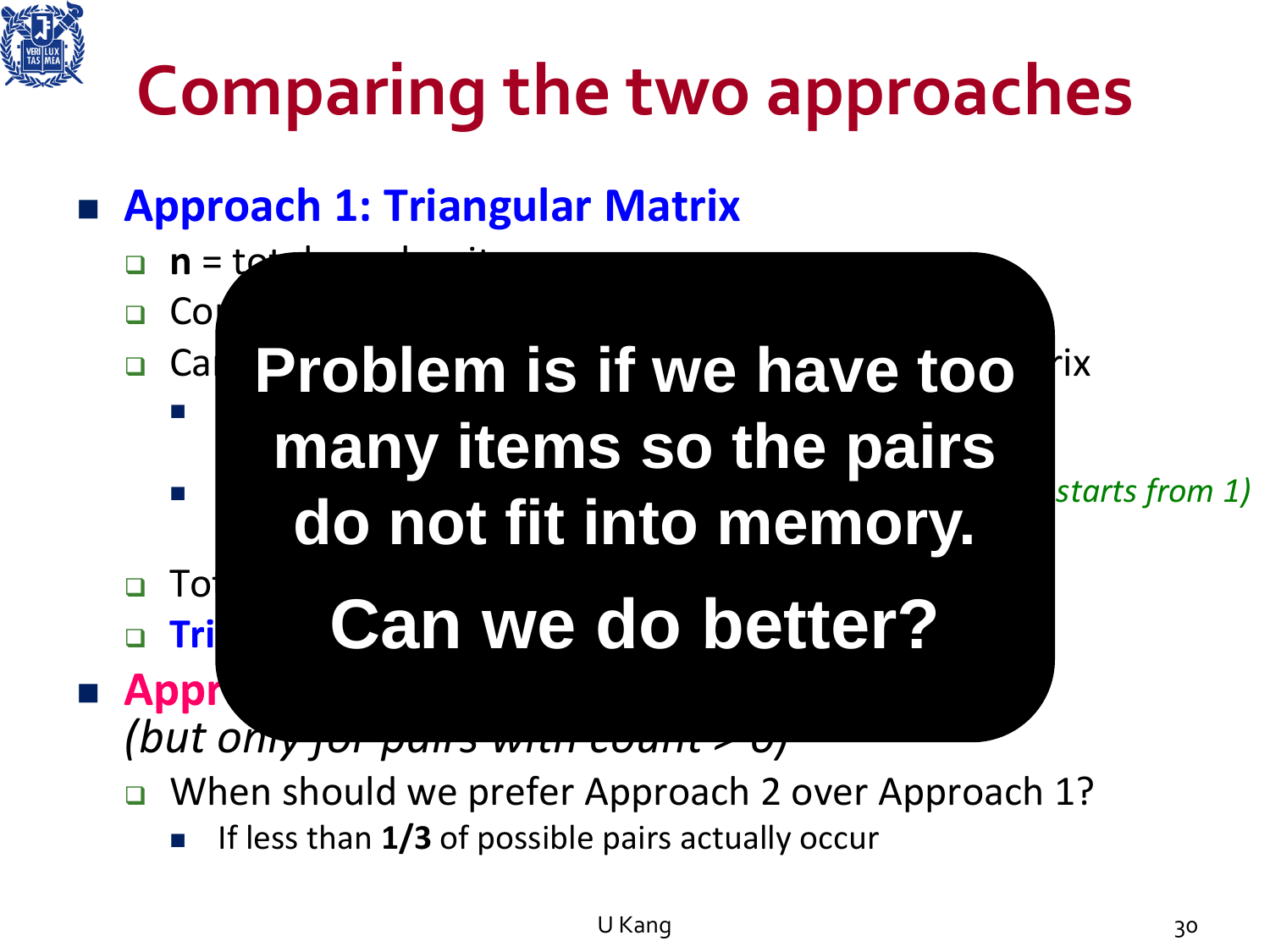# Comparing the two approaches

- **Approach 1: Triangular Matrix**
  - **n** = to
  - Co
  - Ca                                                                                  rix
    - 
    -                                                                                   *starts from 1)*
  - To
  - **Tri**
- **Appr**
  *(but only for pairs with count > 0)*
  - When should we prefer Approach 2 over Approach 1?
    - If less than **1/3** of possible pairs actually occur

**Problem is if we have too many items so the pairs do not fit into memory.**

**Can we do better?**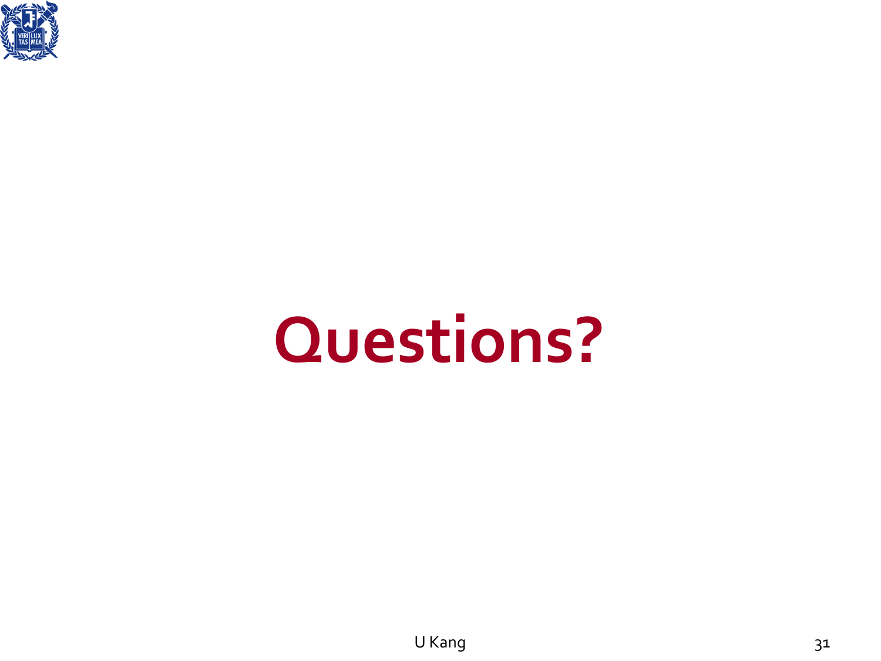# Questions?